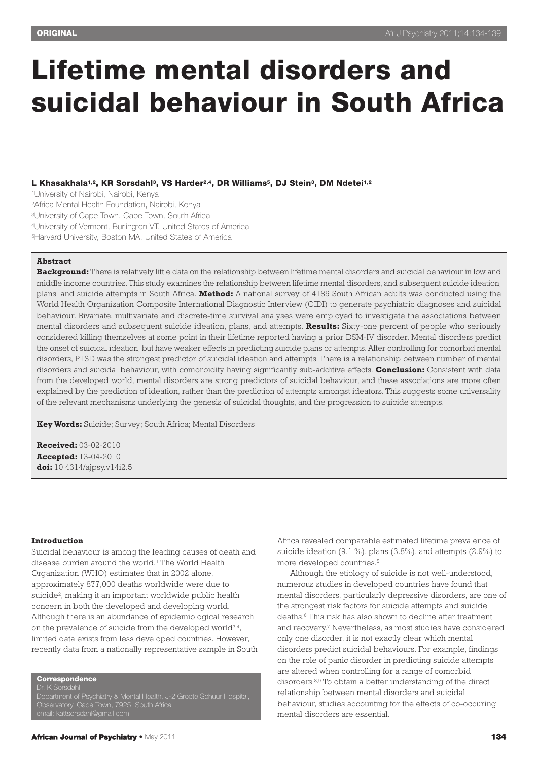ORIGINAL

# Lifetime mental disorders and suicidal behaviour in South Africa

**L Khasakhala[1,2], KR Sorsdahl[3], VS Harder[2,4], DR Williams[5], DJ Stein[3], DM Ndetei[1,2]**

[1]University of Nairobi, Nairobi, Kenya
[2]Africa Mental Health Foundation, Nairobi, Kenya
[3]University of Cape Town, Cape Town, South Africa
[4]University of Vermont, Burlington VT, United States of America
[5]Harvard University, Boston MA, United States of America

**Abstract**

**Background:** There is relatively little data on the relationship between lifetime mental disorders and suicidal behaviour in low and middle income countries. This study examines the relationship between lifetime mental disorders, and subsequent suicide ideation, plans, and suicide attempts in South Africa. **Method:** A national survey of 4185 South African adults was conducted using the World Health Organization Composite International Diagnostic Interview (CIDI) to generate psychiatric diagnoses and suicidal behaviour. Bivariate, multivariate and discrete-time survival analyses were employed to investigate the associations between mental disorders and subsequent suicide ideation, plans, and attempts. **Results:** Sixty-one percent of people who seriously considered killing themselves at some point in their lifetime reported having a prior DSM-IV disorder. Mental disorders predict the onset of suicidal ideation, but have weaker effects in predicting suicide plans or attempts. After controlling for comorbid mental disorders, PTSD was the strongest predictor of suicidal ideation and attempts. There is a relationship between number of mental disorders and suicidal behaviour, with comorbidity having significantly sub-additive effects. **Conclusion:** Consistent with data from the developed world, mental disorders are strong predictors of suicidal behaviour, and these associations are more often explained by the prediction of ideation, rather than the prediction of attempts amongst ideators. This suggests some universality of the relevant mechanisms underlying the genesis of suicidal thoughts, and the progression to suicide attempts.

**Key Words:** Suicide; Survey; South Africa; Mental Disorders

**Received:** 03-02-2010
**Accepted:** 13-04-2010
**doi:** 10.4314/ajpsy.v14i2.5

## Introduction

Suicidal behaviour is among the leading causes of death and disease burden around the world.[1] The World Health Organization (WHO) estimates that in 2002 alone, approximately 877,000 deaths worldwide were due to suicide[2], making it an important worldwide public health concern in both the developed and developing world. Although there is an abundance of epidemiological research on the prevalence of suicide from the developed world[3,4], limited data exists from less developed countries. However, recently data from a nationally representative sample in South Africa revealed comparable estimated lifetime prevalence of suicide ideation (9.1 %), plans (3.8%), and attempts (2.9%) to more developed countries.[5]

Although the etiology of suicide is not well-understood, numerous studies in developed countries have found that mental disorders, particularly depressive disorders, are one of the strongest risk factors for suicide attempts and suicide deaths.[6] This risk has also shown to decline after treatment and recovery.[7] Nevertheless, as most studies have considered only one disorder, it is not exactly clear which mental disorders predict suicidal behaviours. For example, findings on the role of panic disorder in predicting suicide attempts are altered when controlling for a range of comorbid disorders.[8,9] To obtain a better understanding of the direct relationship between mental disorders and suicidal behaviour, studies accounting for the effects of co-occuring mental disorders are essential.

**Correspondence**
Dr. K Sorsdahl
Department of Psychiatry & Mental Health, J-2 Groote Schuur Hospital, Observatory, Cape Town, 7925, South Africa
email: kattsorsdahl@gmail.com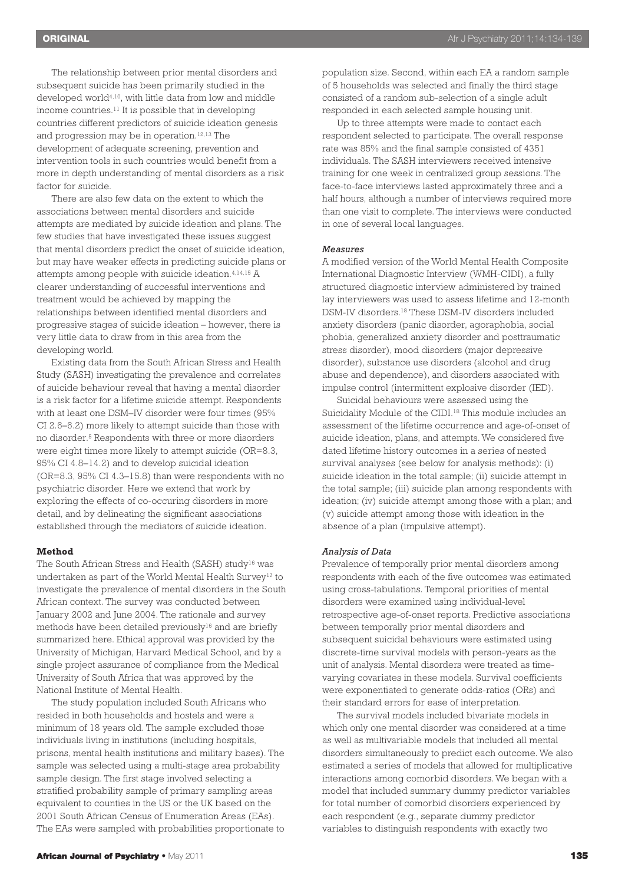The relationship between prior mental disorders and subsequent suicide has been primarily studied in the developed world[4-10], with little data from low and middle income countries.[11] It is possible that in developing countries different predictors of suicide ideation genesis and progression may be in operation.[12,13] The development of adequate screening, prevention and intervention tools in such countries would benefit from a more in depth understanding of mental disorders as a risk factor for suicide.

There are also few data on the extent to which the associations between mental disorders and suicide attempts are mediated by suicide ideation and plans. The few studies that have investigated these issues suggest that mental disorders predict the onset of suicide ideation, but may have weaker effects in predicting suicide plans or attempts among people with suicide ideation.[4,14,15] A clearer understanding of successful interventions and treatment would be achieved by mapping the relationships between identified mental disorders and progressive stages of suicide ideation – however, there is very little data to draw from in this area from the developing world.

Existing data from the South African Stress and Health Study (SASH) investigating the prevalence and correlates of suicide behaviour reveal that having a mental disorder is a risk factor for a lifetime suicide attempt. Respondents with at least one DSM–IV disorder were four times (95% CI 2.6–6.2) more likely to attempt suicide than those with no disorder.[5] Respondents with three or more disorders were eight times more likely to attempt suicide (OR=8.3, 95% CI 4.8–14.2) and to develop suicidal ideation (OR=8.3, 95% CI 4.3–15.8) than were respondents with no psychiatric disorder. Here we extend that work by exploring the effects of co-occuring disorders in more detail, and by delineating the significant associations established through the mediators of suicide ideation.

## Method

The South African Stress and Health (SASH) study[16] was undertaken as part of the World Mental Health Survey[17] to investigate the prevalence of mental disorders in the South African context. The survey was conducted between January 2002 and June 2004. The rationale and survey methods have been detailed previously[16] and are briefly summarized here. Ethical approval was provided by the University of Michigan, Harvard Medical School, and by a single project assurance of compliance from the Medical University of South Africa that was approved by the National Institute of Mental Health.

The study population included South Africans who resided in both households and hostels and were a minimum of 18 years old. The sample excluded those individuals living in institutions (including hospitals, prisons, mental health institutions and military bases). The sample was selected using a multi-stage area probability sample design. The first stage involved selecting a stratified probability sample of primary sampling areas equivalent to counties in the US or the UK based on the 2001 South African Census of Enumeration Areas (EAs). The EAs were sampled with probabilities proportionate to population size. Second, within each EA a random sample of 5 households was selected and finally the third stage consisted of a random sub-selection of a single adult responded in each selected sample housing unit.

Up to three attempts were made to contact each respondent selected to participate. The overall response rate was 85% and the final sample consisted of 4351 individuals. The SASH interviewers received intensive training for one week in centralized group sessions. The face-to-face interviews lasted approximately three and a half hours, although a number of interviews required more than one visit to complete. The interviews were conducted in one of several local languages.

### *Measures*

A modified version of the World Mental Health Composite International Diagnostic Interview (WMH-CIDI), a fully structured diagnostic interview administered by trained lay interviewers was used to assess lifetime and 12-month DSM-IV disorders.[18] These DSM-IV disorders included anxiety disorders (panic disorder, agoraphobia, social phobia, generalized anxiety disorder and posttraumatic stress disorder), mood disorders (major depressive disorder), substance use disorders (alcohol and drug abuse and dependence), and disorders associated with impulse control (intermittent explosive disorder (IED).

Suicidal behaviours were assessed using the Suicidality Module of the CIDI.[18] This module includes an assessment of the lifetime occurrence and age-of-onset of suicide ideation, plans, and attempts. We considered five dated lifetime history outcomes in a series of nested survival analyses (see below for analysis methods): (i) suicide ideation in the total sample; (ii) suicide attempt in the total sample; (iii) suicide plan among respondents with ideation; (iv) suicide attempt among those with a plan; and (v) suicide attempt among those with ideation in the absence of a plan (impulsive attempt).

### *Analysis of Data*

Prevalence of temporally prior mental disorders among respondents with each of the five outcomes was estimated using cross-tabulations. Temporal priorities of mental disorders were examined using individual-level retrospective age-of-onset reports. Predictive associations between temporally prior mental disorders and subsequent suicidal behaviours were estimated using discrete-time survival models with person-years as the unit of analysis. Mental disorders were treated as time-varying covariates in these models. Survival coefficients were exponentiated to generate odds-ratios (ORs) and their standard errors for ease of interpretation.

The survival models included bivariate models in which only one mental disorder was considered at a time as well as multivariable models that included all mental disorders simultaneously to predict each outcome. We also estimated a series of models that allowed for multiplicative interactions among comorbid disorders. We began with a model that included summary dummy predictor variables for total number of comorbid disorders experienced by each respondent (e.g., separate dummy predictor variables to distinguish respondents with exactly two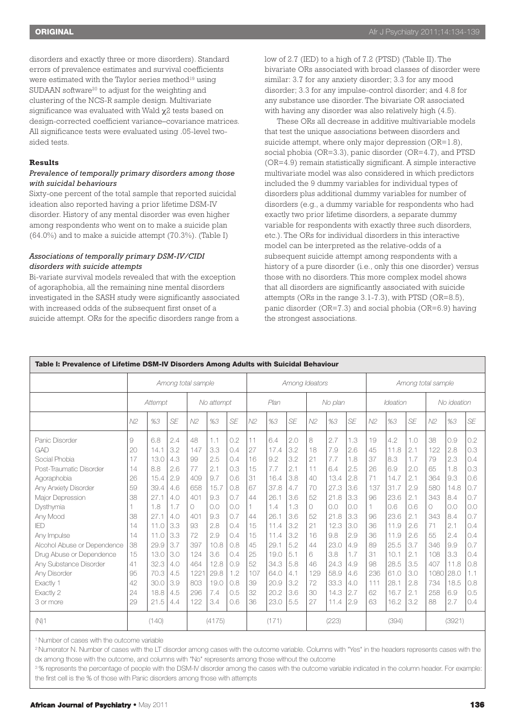disorders and exactly three or more disorders). Standard errors of prevalence estimates and survival coefficients were estimated with the Taylor series method[19] using SUDAAN software[20] to adjust for the weighting and clustering of the NCS-R sample design. Multivariate significance was evaluated with Wald $\chi 2$ tests based on design-corrected coefficient variance–covariance matrices. All significance tests were evaluated using .05-level two-sided tests.

### Results

#### *Prevalence of temporally primary disorders among those with suicidal behaviours*

Sixty-one percent of the total sample that reported suicidal ideation also reported having a prior lifetime DSM-IV disorder. History of any mental disorder was even higher among respondents who went on to make a suicide plan (64.0%) and to make a suicide attempt (70.3%). (Table I)

#### *Associations of temporally primary DSM-IV/CIDI disorders with suicide attempts*

Bi-variate survival models revealed that with the exception of agoraphobia, all the remaining nine mental disorders investigated in the SASH study were significantly associated with increased odds of the subsequent first onset of a suicide attempt. ORs for the specific disorders range from a low of 2.7 (IED) to a high of 7.2 (PTSD) (Table II). The bivariate ORs associated with broad classes of disorder were similar: 3.7 for any anxiety disorder; 3.3 for any mood disorder; 3.3 for any impulse-control disorder; and 4.8 for any substance use disorder. The bivariate OR associated with having any disorder was also relatively high (4.5).

These ORs all decrease in additive multivariable models that test the unique associations between disorders and suicide attempt, where only major depression (OR=1.8), social phobia (OR=3.3), panic disorder (OR=4.7), and PTSD (OR=4.9) remain statistically significant. A simple interactive multivariate model was also considered in which predictors included the 9 dummy variables for individual types of disorders plus additional dummy variables for number of disorders (e.g., a dummy variable for respondents who had exactly two prior lifetime disorders, a separate dummy variable for respondents with exactly three such disorders, etc.). The ORs for individual disorders in this interactive model can be interpreted as the relative-odds of a subsequent suicide attempt among respondents with a history of a pure disorder (i.e., only this one disorder) versus those with no disorders. This more complex model shows that all disorders are significantly associated with suicide attempts (ORs in the range 3.1-7.3), with PTSD (OR=8.5), panic disorder (OR=7.3) and social phobia (OR=6.9) having the strongest associations.

**Table I: Prevalence of Lifetime DSM-IV Disorders Among Adults with Suicidal Behaviour**

| | *Among total sample* | | | | | | *Among Ideators* | | | | | | *Among total sample* | | | | | |
|---|---|---|---|---|---|---|---|---|---|---|---|---|---|---|---|---|---|---|
| | *Attempt* | | | *No attempt* | | | *Plan* | | | *No plan* | | | *Ideation* | | | *No ideation* | | |
| | *N2* | *%3* | *SE* | *N2* | *%3* | *SE* | *N2* | *%3* | *SE* | *N2* | *%3* | *SE* | *N2* | *%3* | *SE* | *N2* | *%3* | *SE* |
| Panic Disorder | 9 | 6.8 | 2.4 | 48 | 1.1 | 0.2 | 11 | 6.4 | 2.0 | 8 | 2.7 | 1.3 | 19 | 4.2 | 1.0 | 38 | 0.9 | 0.2 |
| GAD | 20 | 14.1 | 3.2 | 147 | 3.3 | 0.4 | 27 | 17.4 | 3.2 | 18 | 7.9 | 2.6 | 45 | 11.8 | 2.1 | 122 | 2.8 | 0.3 |
| Social Phobia | 17 | 13.0 | 4.3 | 99 | 2.5 | 0.4 | 16 | 9.2 | 3.2 | 21 | 7.7 | 1.8 | 37 | 8.3 | 1.7 | 79 | 2.3 | 0.4 |
| Post-Traumatic Disorder | 14 | 8.8 | 2.6 | 77 | 2.1 | 0.3 | 15 | 7.7 | 2.1 | 11 | 6.4 | 2.5 | 26 | 6.9 | 2.0 | 65 | 1.8 | 0.3 |
| Agoraphobia | 26 | 15.4 | 2.9 | 409 | 9.7 | 0.6 | 31 | 16.4 | 3.8 | 40 | 13.4 | 2.8 | 71 | 14.7 | 2.1 | 364 | 9.3 | 0.6 |
| Any Anxiety Disorder | 59 | 39.4 | 4.6 | 658 | 15.7 | 0.8 | 67 | 37.8 | 4.7 | 70 | 27.3 | 3.6 | 137 | 31.7 | 2.9 | 580 | 14.8 | 0.7 |
| Major Depression | 38 | 27.1 | 4.0 | 401 | 9.3 | 0.7 | 44 | 26.1 | 3.6 | 52 | 21.8 | 3.3 | 96 | 23.6 | 2.1 | 343 | 8.4 | 0.7 |
| Dysthymia | 1 | 1.8 | 1.7 | 0 | 0.0 | 0.0 | 1 | 1.4 | 1.3 | 0 | 0.0 | 0.0 | 1 | 0.6 | 0.6 | 0 | 0.0 | 0.0 |
| Any Mood | 38 | 27.1 | 4.0 | 401 | 9.3 | 0.7 | 44 | 26.1 | 3.6 | 52 | 21.8 | 3.3 | 96 | 23.6 | 2.1 | 343 | 8.4 | 0.7 |
| IED | 14 | 11.0 | 3.3 | 93 | 2.8 | 0.4 | 15 | 11.4 | 3.2 | 21 | 12.3 | 3.0 | 36 | 11.9 | 2.6 | 71 | 2.1 | 0.4 |
| Any Impulse | 14 | 11.0 | 3.3 | 72 | 2.9 | 0.4 | 15 | 11.4 | 3.2 | 16 | 9.8 | 2.9 | 36 | 11.9 | 2.6 | 55 | 2.4 | 0.4 |
| Alcohol Abuse or Dependence | 38 | 29.9 | 3.7 | 397 | 10.8 | 0.8 | 45 | 29.1 | 5.2 | 44 | 23.0 | 4.9 | 89 | 25.5 | 3.7 | 346 | 9.9 | 0.7 |
| Drug Abuse or Dependence | 15 | 13.0 | 3.0 | 124 | 3.6 | 0.4 | 25 | 19.0 | 5.1 | 6 | 3.8 | 1.7 | 31 | 10.1 | 2.1 | 108 | 3.3 | 0.4 |
| Any Substance Disorder | 41 | 32.3 | 4.0 | 464 | 12.8 | 0.9 | 52 | 34.3 | 5.8 | 46 | 24.3 | 4.9 | 98 | 28.5 | 3.5 | 407 | 11.8 | 0.8 |
| Any Disorder | 95 | 70.3 | 4.5 | 1221 | 29.8 | 1.2 | 107 | 64.0 | 4.1 | 129 | 58.9 | 4.6 | 236 | 61.0 | 3.0 | 1080 | 28.0 | 1.1 |
| Exactly 1 | 42 | 30.0 | 3.9 | 803 | 19.0 | 0.8 | 39 | 20.9 | 3.2 | 72 | 33.3 | 4.0 | 111 | 28.1 | 2.8 | 734 | 18.5 | 0.8 |
| Exactly 2 | 24 | 18.8 | 4.5 | 296 | 7.4 | 0.5 | 32 | 20.2 | 3.6 | 30 | 14.3 | 2.7 | 62 | 16.7 | 2.1 | 258 | 6.9 | 0.5 |
| 3 or more | 29 | 21.5 | 4.4 | 122 | 3.4 | 0.6 | 36 | 23.0 | 5.5 | 27 | 11.4 | 2.9 | 63 | 16.2 | 3.2 | 88 | 2.7 | 0.4 |
| (N)1 | | (140) | | | (4175) | | | (171) | | | (223) | | | (394) | | | (3921) | |

[1] Number of cases with the outcome variable

[2] Numerator N. Number of cases with the LT disorder among cases with the outcome variable. Columns with "Yes" in the headers represents cases with the dx among those with the outcome, and columns with "No" represents among those without the outcome

[3] % represents the percentage of people with the DSM-IV disorder among the cases with the outcome variable indicated in the column header. For example: the first cell is the % of those with Panic disorders among those with attempts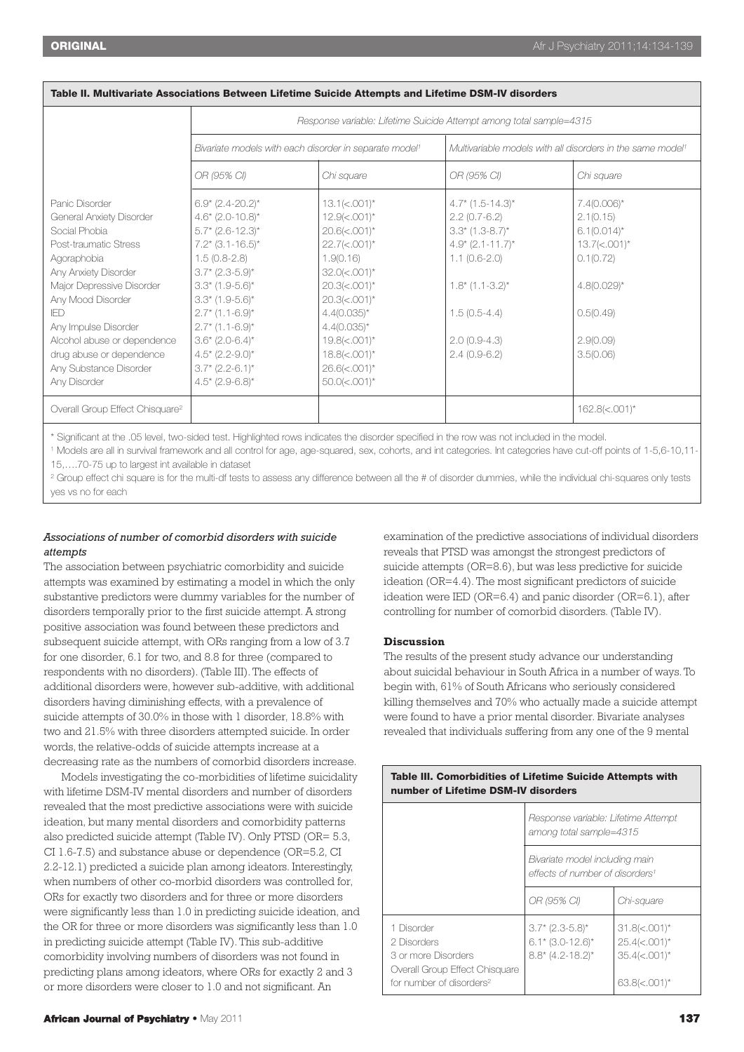**Table II. Multivariate Associations Between Lifetime Suicide Attempts and Lifetime DSM-IV disorders**

| | *Response variable: Lifetime Suicide Attempt among total sample=4315* | | | |
|---|---|---|---|---|
| | *Bivariate models with each disorder in separate model*[1] | | *Multivariable models with all disorders in the same model*[1] | |
| | *OR (95% CI)* | *Chi square* | *OR (95% CI)* | *Chi square* |
| Panic Disorder | 6.9* (2.4-20.2)* | 13.1(<.001)* | 4.7* (1.5-14.3)* | 7.4(0.006)* |
| General Anxiety Disorder | 4.6* (2.0-10.8)* | 12.9(<.001)* | 2.2 (0.7-6.2) | 2.1(0.15) |
| Social Phobia | 5.7* (2.6-12.3)* | 20.6(<.001)* | 3.3* (1.3-8.7)* | 6.1(0.014)* |
| Post-traumatic Stress | 7.2* (3.1-16.5)* | 22.7(<.001)* | 4.9* (2.1-11.7)* | 13.7(<.001)* |
| Agoraphobia | 1.5 (0.8-2.8) | 1.9(0.16) | 1.1 (0.6-2.0) | 0.1(0.72) |
| Any Anxiety Disorder | 3.7* (2.3-5.9)* | 32.0(<.001)* | | |
| Major Depressive Disorder | 3.3* (1.9-5.6)* | 20.3(<.001)* | 1.8* (1.1-3.2)* | 4.8(0.029)* |
| Any Mood Disorder | 3.3* (1.9-5.6)* | 20.3(<.001)* | | |
| IED | 2.7* (1.1-6.9)* | 4.4(0.035)* | 1.5 (0.5-4.4) | 0.5(0.49) |
| Any Impulse Disorder | 2.7* (1.1-6.9)* | 4.4(0.035)* | | |
| Alcohol abuse or dependence | 3.6* (2.0-6.4)* | 19.8(<.001)* | 2.0 (0.9-4.3) | 2.9(0.09) |
| drug abuse or dependence | 4.5* (2.2-9.0)* | 18.8(<.001)* | 2.4 (0.9-6.2) | 3.5(0.06) |
| Any Substance Disorder | 3.7* (2.2-6.1)* | 26.6(<.001)* | | |
| Any Disorder | 4.5* (2.9-6.8)* | 50.0(<.001)* | | |
| Overall Group Effect Chisquare[2] | | | | 162.8(<.001)* |

\* Significant at the .05 level, two-sided test. Highlighted rows indicates the disorder specified in the row was not included in the model.

[1] Models are all in survival framework and all control for age, age-squared, sex, cohorts, and int categories. Int categories have cut-off points of 1-5,6-10,11-15,….70-75 up to largest int available in dataset

[2] Group effect chi square is for the multi-df tests to assess any difference between all the # of disorder dummies, while the individual chi-squares only tests yes vs no for each

### *Associations of number of comorbid disorders with suicide attempts*

The association between psychiatric comorbidity and suicide attempts was examined by estimating a model in which the only substantive predictors were dummy variables for the number of disorders temporally prior to the first suicide attempt. A strong positive association was found between these predictors and subsequent suicide attempt, with ORs ranging from a low of 3.7 for one disorder, 6.1 for two, and 8.8 for three (compared to respondents with no disorders). (Table III). The effects of additional disorders were, however sub-additive, with additional disorders having diminishing effects, with a prevalence of suicide attempts of 30.0% in those with 1 disorder, 18.8% with two and 21.5% with three disorders attempted suicide. In order words, the relative-odds of suicide attempts increase at a decreasing rate as the numbers of comorbid disorders increase.

Models investigating the co-morbidities of lifetime suicidality with lifetime DSM-IV mental disorders and number of disorders revealed that the most predictive associations were with suicide ideation, but many mental disorders and comorbidity patterns also predicted suicide attempt (Table IV). Only PTSD (OR= 5.3, CI 1.6-7.5) and substance abuse or dependence (OR=5.2, CI 2.2-12.1) predicted a suicide plan among ideators. Interestingly, when numbers of other co-morbid disorders was controlled for, ORs for exactly two disorders and for three or more disorders were significantly less than 1.0 in predicting suicide ideation, and the OR for three or more disorders was significantly less than 1.0 in predicting suicide attempt (Table IV). This sub-additive comorbidity involving numbers of disorders was not found in predicting plans among ideators, where ORs for exactly 2 and 3 or more disorders were closer to 1.0 and not significant. An examination of the predictive associations of individual disorders reveals that PTSD was amongst the strongest predictors of suicide attempts (OR=8.6), but was less predictive for suicide ideation (OR=4.4). The most significant predictors of suicide ideation were IED (OR=6.4) and panic disorder (OR=6.1), after controlling for number of comorbid disorders. (Table IV).

## Discussion

The results of the present study advance our understanding about suicidal behaviour in South Africa in a number of ways. To begin with, 61% of South Africans who seriously considered killing themselves and 70% who actually made a suicide attempt were found to have a prior mental disorder. Bivariate analyses revealed that individuals suffering from any one of the 9 mental

**Table III. Comorbidities of Lifetime Suicide Attempts with number of Lifetime DSM-IV disorders**

| | *Response variable: Lifetime Attempt among total sample=4315* | |
|---|---|---|
| | *Bivariate model including main effects of number of disorders*[1] | |
| | *OR (95% CI)* | *Chi-square* |
| 1 Disorder | 3.7* (2.3-5.8)* | 31.8(<.001)* |
| 2 Disorders | 6.1* (3.0-12.6)* | 25.4(<.001)* |
| 3 or more Disorders | 8.8* (4.2-18.2)* | 35.4(<.001)* |
| Overall Group Effect Chisquare for number of disorders[2] | | 63.8(<.001)* |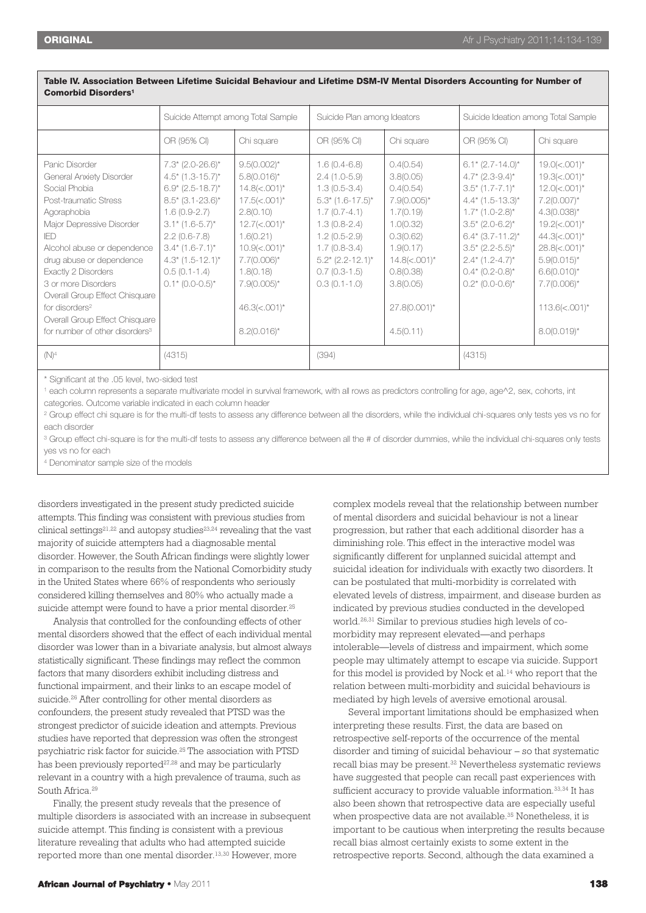**Table IV. Association Between Lifetime Suicidal Behaviour and Lifetime DSM-IV Mental Disorders Accounting for Number of Comorbid Disorders[1]**

| | Suicide Attempt among Total Sample | | Suicide Plan among Ideators | | Suicide Ideation among Total Sample | |
|---|---|---|---|---|---|---|
| | OR (95% CI) | Chi square | OR (95% CI) | Chi square | OR (95% CI) | Chi square |
| Panic Disorder | 7.3* (2.0-26.6)* | 9.5(0.002)* | 1.6 (0.4-6.8) | 0.4(0.54) | 6.1* (2.7-14.0)* | 19.0(<.001)* |
| General Anxiety Disorder | 4.5* (1.3-15.7)* | 5.8(0.016)* | 2.4 (1.0-5.9) | 3.8(0.05) | 4.7* (2.3-9.4)* | 19.3(<.001)* |
| Social Phobia | 6.9* (2.5-18.7)* | 14.8(<.001)* | 1.3 (0.5-3.4) | 0.4(0.54) | 3.5* (1.7-7.1)* | 12.0(<.001)* |
| Post-traumatic Stress | 8.5* (3.1-23.6)* | 17.5(<.001)* | 5.3* (1.6-17.5)* | 7.9(0.005)* | 4.4* (1.5-13.3)* | 7.2(0.007)* |
| Agoraphobia | 1.6 (0.9-2.7) | 2.8(0.10) | 1.7 (0.7-4.1) | 1.7(0.19) | 1.7* (1.0-2.8)* | 4.3(0.038)* |
| Major Depressive Disorder | 3.1* (1.6-5.7)* | 12.7(<.001)* | 1.3 (0.8-2.4) | 1.0(0.32) | 3.5* (2.0-6.2)* | 19.2(<.001)* |
| IED | 2.2 (0.6-7.8) | 1.6(0.21) | 1.2 (0.5-2.9) | 0.3(0.62) | 6.4* (3.7-11.2)* | 44.3(<.001)* |
| Alcohol abuse or dependence | 3.4* (1.6-7.1)* | 10.9(<.001)* | 1.7 (0.8-3.4) | 1.9(0.17) | 3.5* (2.2-5.5)* | 28.8(<.001)* |
| drug abuse or dependence | 4.3* (1.5-12.1)* | 7.7(0.006)* | 5.2* (2.2-12.1)* | 14.8(<.001)* | 2.4* (1.2-4.7)* | 5.9(0.015)* |
| Exactly 2 Disorders | 0.5 (0.1-1.4) | 1.8(0.18) | 0.7 (0.3-1.5) | 0.8(0.38) | 0.4* (0.2-0.8)* | 6.6(0.010)* |
| 3 or more Disorders | 0.1* (0.0-0.5)* | 7.9(0.005)* | 0.3 (0.1-1.0) | 3.8(0.05) | 0.2* (0.0-0.6)* | 7.7(0.006)* |
| Overall Group Effect Chisquare for disorders[2] | | 46.3(<.001)* | | 27.8(0.001)* | | 113.6(<.001)* |
| Overall Group Effect Chisquare for number of other disorders[3] | | 8.2(0.016)* | | 4.5(0.11) | | 8.0(0.019)* |
| (N)[4] | (4315) | | (394) | | (4315) | |

\* Significant at the .05 level, two-sided test

[1] each column represents a separate multivariate model in survival framework, with all rows as predictors controlling for age, age^2, sex, cohorts, int categories. Outcome variable indicated in each column header

[2] Group effect chi square is for the multi-df tests to assess any difference between all the disorders, while the individual chi-squares only tests yes vs no for each disorder

[3] Group effect chi-square is for the multi-df tests to assess any difference between all the # of disorder dummies, while the individual chi-squares only tests yes vs no for each

[4] Denominator sample size of the models

disorders investigated in the present study predicted suicide attempts. This finding was consistent with previous studies from clinical settings[21,22] and autopsy studies[23,24] revealing that the vast majority of suicide attempters had a diagnosable mental disorder. However, the South African findings were slightly lower in comparison to the results from the National Comorbidity study in the United States where 66% of respondents who seriously considered killing themselves and 80% who actually made a suicide attempt were found to have a prior mental disorder.[25]

Analysis that controlled for the confounding effects of other mental disorders showed that the effect of each individual mental disorder was lower than in a bivariate analysis, but almost always statistically significant. These findings may reflect the common factors that many disorders exhibit including distress and functional impairment, and their links to an escape model of suicide.[26] After controlling for other mental disorders as confounders, the present study revealed that PTSD was the strongest predictor of suicide ideation and attempts. Previous studies have reported that depression was often the strongest psychiatric risk factor for suicide.[25] The association with PTSD has been previously reported[27,28] and may be particularly relevant in a country with a high prevalence of trauma, such as South Africa.[29]

Finally, the present study reveals that the presence of multiple disorders is associated with an increase in subsequent suicide attempt. This finding is consistent with a previous literature revealing that adults who had attempted suicide reported more than one mental disorder.[13,30] However, more complex models reveal that the relationship between number of mental disorders and suicidal behaviour is not a linear progression, but rather that each additional disorder has a diminishing role. This effect in the interactive model was significantly different for unplanned suicidal attempt and suicidal ideation for individuals with exactly two disorders. It can be postulated that multi-morbidity is correlated with elevated levels of distress, impairment, and disease burden as indicated by previous studies conducted in the developed world.[26,31] Similar to previous studies high levels of co-morbidity may represent elevated—and perhaps intolerable—levels of distress and impairment, which some people may ultimately attempt to escape via suicide. Support for this model is provided by Nock et al.[14] who report that the relation between multi-morbidity and suicidal behaviours is mediated by high levels of aversive emotional arousal.

Several important limitations should be emphasized when interpreting these results. First, the data are based on retrospective self-reports of the occurrence of the mental disorder and timing of suicidal behaviour – so that systematic recall bias may be present.[32] Nevertheless systematic reviews have suggested that people can recall past experiences with sufficient accuracy to provide valuable information.[33,34] It has also been shown that retrospective data are especially useful when prospective data are not available.[35] Nonetheless, it is important to be cautious when interpreting the results because recall bias almost certainly exists to some extent in the retrospective reports. Second, although the data examined a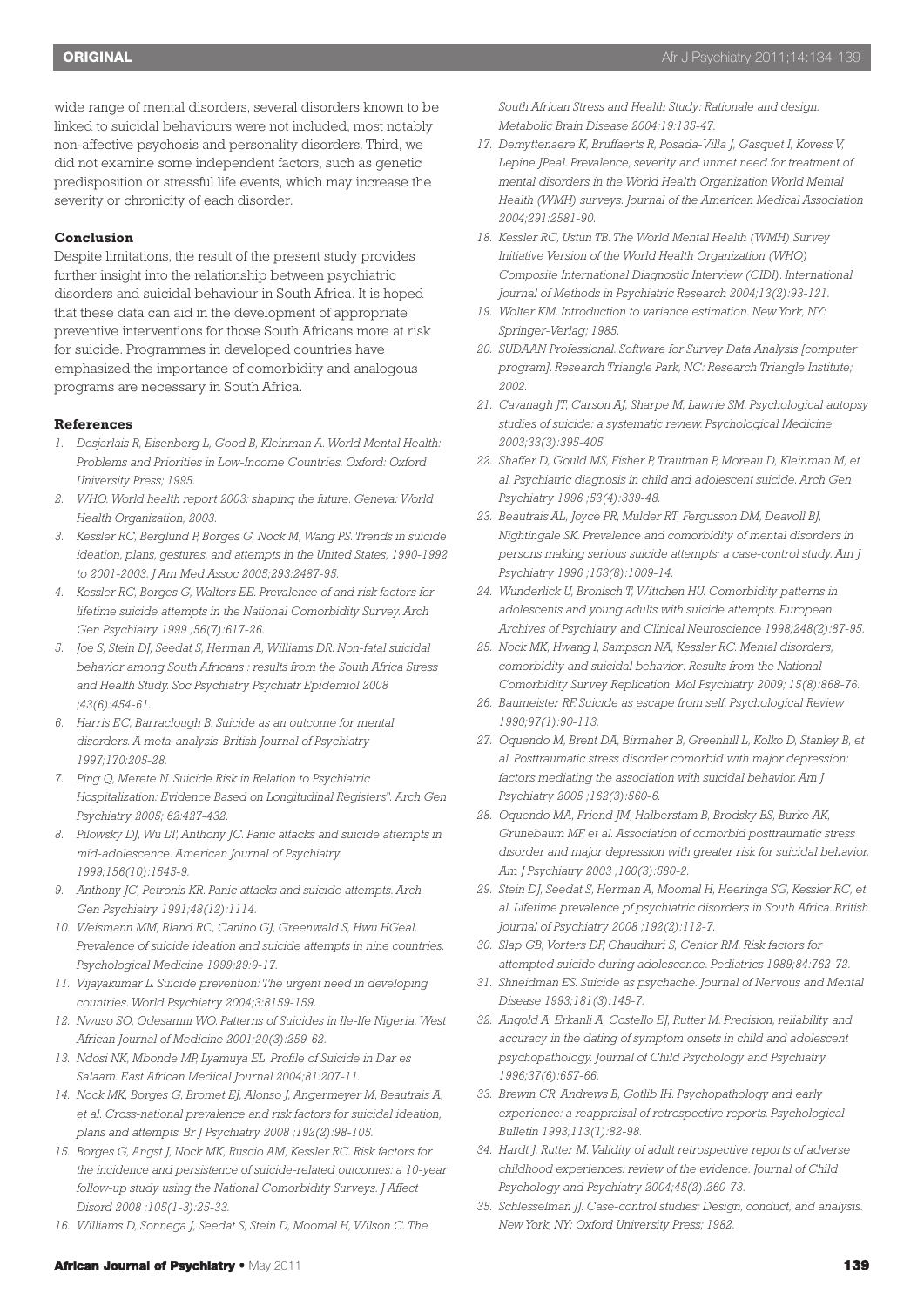wide range of mental disorders, several disorders known to be linked to suicidal behaviours were not included, most notably non-affective psychosis and personality disorders. Third, we did not examine some independent factors, such as genetic predisposition or stressful life events, which may increase the severity or chronicity of each disorder.

## Conclusion

Despite limitations, the result of the present study provides further insight into the relationship between psychiatric disorders and suicidal behaviour in South Africa. It is hoped that these data can aid in the development of appropriate preventive interventions for those South Africans more at risk for suicide. Programmes in developed countries have emphasized the importance of comorbidity and analogous programs are necessary in South Africa.

## References

1. *Desjarlais R, Eisenberg L, Good B, Kleinman A. World Mental Health: Problems and Priorities in Low-Income Countries. Oxford: Oxford University Press; 1995.*
2. *WHO. World health report 2003: shaping the future. Geneva: World Health Organization; 2003.*
3. *Kessler RC, Berglund P, Borges G, Nock M, Wang PS. Trends in suicide ideation, plans, gestures, and attempts in the United States, 1990-1992 to 2001-2003. J Am Med Assoc 2005;293:2487-95.*
4. *Kessler RC, Borges G, Walters EE. Prevalence of and risk factors for lifetime suicide attempts in the National Comorbidity Survey. Arch Gen Psychiatry 1999 ;56(7):617-26.*
5. *Joe S, Stein DJ, Seedat S, Herman A, Williams DR. Non-fatal suicidal behavior among South Africans : results from the South Africa Stress and Health Study. Soc Psychiatry Psychiatr Epidemiol 2008 ;43(6):454-61.*
6. *Harris EC, Barraclough B. Suicide as an outcome for mental disorders. A meta-analysis. British Journal of Psychiatry 1997;170:205-28.*
7. *Ping Q, Merete N. Suicide Risk in Relation to Psychiatric Hospitalization: Evidence Based on Longitudinal Registers". Arch Gen Psychiatry 2005; 62:427-432.*
8. *Pilowsky DJ, Wu LT, Anthony JC. Panic attacks and suicide attempts in mid-adolescence. American Journal of Psychiatry 1999;156(10):1545-9.*
9. *Anthony JC, Petronis KR. Panic attacks and suicide attempts. Arch Gen Psychiatry 1991;48(12):1114.*
10. *Weismann MM, Bland RC, Canino GJ, Greenwald S, Hwu HGeal. Prevalence of suicide ideation and suicide attempts in nine countries. Psychological Medicine 1999;29:9-17.*
11. *Vijayakumar L. Suicide prevention: The urgent need in developing countries. World Psychiatry 2004;3:8159-159.*
12. *Nwuso SO, Odesamni WO. Patterns of Suicides in Ile-Ife Nigeria. West African Journal of Medicine 2001;20(3):259-62.*
13. *Ndosi NK, Mbonde MP, Lyamuya EL. Profile of Suicide in Dar es Salaam. East African Medical Journal 2004;81:207-11.*
14. *Nock MK, Borges G, Bromet EJ, Alonso J, Angermeyer M, Beautrais A, et al. Cross-national prevalence and risk factors for suicidal ideation, plans and attempts. Br J Psychiatry 2008 ;192(2):98-105.*
15. *Borges G, Angst J, Nock MK, Ruscio AM, Kessler RC. Risk factors for the incidence and persistence of suicide-related outcomes: a 10-year follow-up study using the National Comorbidity Surveys. J Affect Disord 2008 ;105(1-3):25-33.*
16. *Williams D, Sonnega J, Seedat S, Stein D, Moomal H, Wilson C. The South African Stress and Health Study: Rationale and design. Metabolic Brain Disease 2004;19:135-47.*
17. *Demyttenaere K, Bruffaerts R, Posada-Villa J, Gasquet I, Kovess V, Lepine JPeal. Prevalence, severity and unmet need for treatment of mental disorders in the World Health Organization World Mental Health (WMH) surveys. Journal of the American Medical Association 2004;291:2581-90.*
18. *Kessler RC, Ustun TB. The World Mental Health (WMH) Survey Initiative Version of the World Health Organization (WHO) Composite International Diagnostic Interview (CIDI). International Journal of Methods in Psychiatric Research 2004;13(2):93-121.*
19. *Wolter KM. Introduction to variance estimation. New York, NY: Springer-Verlag; 1985.*
20. *SUDAAN Professional. Software for Survey Data Analysis [computer program]. Research Triangle Park, NC: Research Triangle Institute; 2002.*
21. *Cavanagh JT, Carson AJ, Sharpe M, Lawrie SM. Psychological autopsy studies of suicide: a systematic review. Psychological Medicine 2003;33(3):395-405.*
22. *Shaffer D, Gould MS, Fisher P, Trautman P, Moreau D, Kleinman M, et al. Psychiatric diagnosis in child and adolescent suicide. Arch Gen Psychiatry 1996 ;53(4):339-48.*
23. *Beautrais AL, Joyce PR, Mulder RT, Fergusson DM, Deavoll BJ, Nightingale SK. Prevalence and comorbidity of mental disorders in persons making serious suicide attempts: a case-control study. Am J Psychiatry 1996 ;153(8):1009-14.*
24. *Wunderlick U, Bronisch T, Wittchen HU. Comorbidity patterns in adolescents and young adults with suicide attempts. European Archives of Psychiatry and Clinical Neuroscience 1998;248(2):87-95.*
25. *Nock MK, Hwang I, Sampson NA, Kessler RC. Mental disorders, comorbidity and suicidal behavior: Results from the National Comorbidity Survey Replication. Mol Psychiatry 2009; 15(8):868-76.*
26. *Baumeister RF. Suicide as escape from self. Psychological Review 1990;97(1):90-113.*
27. *Oquendo M, Brent DA, Birmaher B, Greenhill L, Kolko D, Stanley B, et al. Posttraumatic stress disorder comorbid with major depression: factors mediating the association with suicidal behavior. Am J Psychiatry 2005 ;162(3):560-6.*
28. *Oquendo MA, Friend JM, Halberstam B, Brodsky BS, Burke AK, Grunebaum MF, et al. Association of comorbid posttraumatic stress disorder and major depression with greater risk for suicidal behavior. Am J Psychiatry 2003 ;160(3):580-2.*
29. *Stein DJ, Seedat S, Herman A, Moomal H, Heeringa SG, Kessler RC, et al. Lifetime prevalence pf psychiatric disorders in South Africa. British Journal of Psychiatry 2008 ;192(2):112-7.*
30. *Slap GB, Vorters DF, Chaudhuri S, Centor RM. Risk factors for attempted suicide during adolescence. Pediatrics 1989;84:762-72.*
31. *Shneidman ES. Suicide as psychache. Journal of Nervous and Mental Disease 1993;181(3):145-7.*
32. *Angold A, Erkanli A, Costello EJ, Rutter M. Precision, reliability and accuracy in the dating of symptom onsets in child and adolescent psychopathology. Journal of Child Psychology and Psychiatry 1996;37(6):657-66.*
33. *Brewin CR, Andrews B, Gotlib IH. Psychopathology and early experience: a reappraisal of retrospective reports. Psychological Bulletin 1993;113(1):82-98.*
34. *Hardt J, Rutter M. Validity of adult retrospective reports of adverse childhood experiences: review of the evidence. Journal of Child Psychology and Psychiatry 2004;45(2):260-73.*
35. *Schlesselman JJ. Case-control studies: Design, conduct, and analysis. New York, NY: Oxford University Press; 1982.*